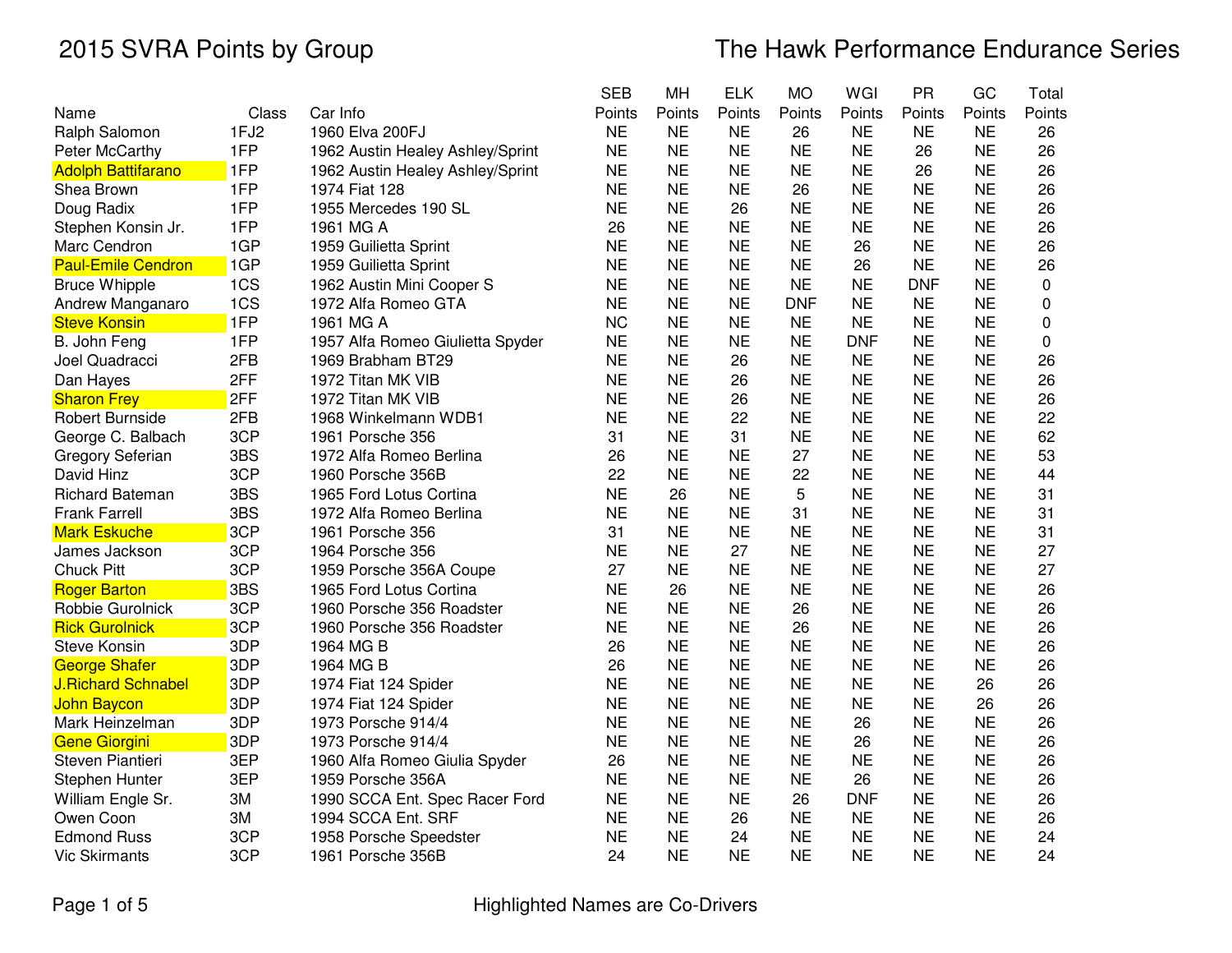# 2015 SVRA Points by Group

## The Hawk Performance Endurance Series

| Name | Class | Car Info | SEB Points | MH Points | ELK Points | MO Points | WGI Points | PR Points | GC Points | Total Points |
|---|---|---|---|---|---|---|---|---|---|---|
| Ralph Salomon | 1FJ2 | 1960 Elva 200FJ | NE | NE | NE | 26 | NE | NE | NE | 26 |
| Peter McCarthy | 1FP | 1962 Austin Healey Ashley/Sprint | NE | NE | NE | NE | NE | 26 | NE | 26 |
| Adolph Battifarano | 1FP | 1962 Austin Healey Ashley/Sprint | NE | NE | NE | NE | NE | 26 | NE | 26 |
| Shea Brown | 1FP | 1974 Fiat 128 | NE | NE | NE | 26 | NE | NE | NE | 26 |
| Doug Radix | 1FP | 1955 Mercedes 190 SL | NE | NE | 26 | NE | NE | NE | NE | 26 |
| Stephen Konsin Jr. | 1FP | 1961 MG A | 26 | NE | NE | NE | NE | NE | NE | 26 |
| Marc Cendron | 1GP | 1959 Guilietta Sprint | NE | NE | NE | NE | 26 | NE | NE | 26 |
| Paul-Emile Cendron | 1GP | 1959 Guilietta Sprint | NE | NE | NE | NE | 26 | NE | NE | 26 |
| Bruce Whipple | 1CS | 1962 Austin Mini Cooper S | NE | NE | NE | NE | NE | DNF | NE | 0 |
| Andrew Manganaro | 1CS | 1972 Alfa Romeo GTA | NE | NE | NE | DNF | NE | NE | NE | 0 |
| Steve Konsin | 1FP | 1961 MG A | NC | NE | NE | NE | NE | NE | NE | 0 |
| B. John Feng | 1FP | 1957 Alfa Romeo Giulietta Spyder | NE | NE | NE | NE | DNF | NE | NE | 0 |
| Joel Quadracci | 2FB | 1969 Brabham BT29 | NE | NE | 26 | NE | NE | NE | NE | 26 |
| Dan Hayes | 2FF | 1972 Titan MK VIB | NE | NE | 26 | NE | NE | NE | NE | 26 |
| Sharon Frey | 2FF | 1972 Titan MK VIB | NE | NE | 26 | NE | NE | NE | NE | 26 |
| Robert Burnside | 2FB | 1968 Winkelmann WDB1 | NE | NE | 22 | NE | NE | NE | NE | 22 |
| George C. Balbach | 3CP | 1961 Porsche 356 | 31 | NE | 31 | NE | NE | NE | NE | 62 |
| Gregory Seferian | 3BS | 1972 Alfa Romeo Berlina | 26 | NE | NE | 27 | NE | NE | NE | 53 |
| David Hinz | 3CP | 1960 Porsche 356B | 22 | NE | NE | 22 | NE | NE | NE | 44 |
| Richard Bateman | 3BS | 1965 Ford Lotus Cortina | NE | 26 | NE | 5 | NE | NE | NE | 31 |
| Frank Farrell | 3BS | 1972 Alfa Romeo Berlina | NE | NE | NE | 31 | NE | NE | NE | 31 |
| Mark Eskuche | 3CP | 1961 Porsche 356 | 31 | NE | NE | NE | NE | NE | NE | 31 |
| James Jackson | 3CP | 1964 Porsche 356 | NE | NE | 27 | NE | NE | NE | NE | 27 |
| Chuck Pitt | 3CP | 1959 Porsche 356A Coupe | 27 | NE | NE | NE | NE | NE | NE | 27 |
| Roger Barton | 3BS | 1965 Ford Lotus Cortina | NE | 26 | NE | NE | NE | NE | NE | 26 |
| Robbie Gurolnick | 3CP | 1960 Porsche 356 Roadster | NE | NE | NE | 26 | NE | NE | NE | 26 |
| Rick Gurolnick | 3CP | 1960 Porsche 356 Roadster | NE | NE | NE | 26 | NE | NE | NE | 26 |
| Steve Konsin | 3DP | 1964 MG B | 26 | NE | NE | NE | NE | NE | NE | 26 |
| George Shafer | 3DP | 1964 MG B | 26 | NE | NE | NE | NE | NE | NE | 26 |
| J.Richard Schnabel | 3DP | 1974 Fiat 124 Spider | NE | NE | NE | NE | NE | NE | 26 | 26 |
| John Baycon | 3DP | 1974 Fiat 124 Spider | NE | NE | NE | NE | NE | NE | 26 | 26 |
| Mark Heinzelman | 3DP | 1973 Porsche 914/4 | NE | NE | NE | NE | 26 | NE | NE | 26 |
| Gene Giorgini | 3DP | 1973 Porsche 914/4 | NE | NE | NE | NE | 26 | NE | NE | 26 |
| Steven Piantieri | 3EP | 1960 Alfa Romeo Giulia Spyder | 26 | NE | NE | NE | NE | NE | NE | 26 |
| Stephen Hunter | 3EP | 1959 Porsche 356A | NE | NE | NE | NE | 26 | NE | NE | 26 |
| William Engle Sr. | 3M | 1990 SCCA Ent. Spec Racer Ford | NE | NE | NE | 26 | DNF | NE | NE | 26 |
| Owen Coon | 3M | 1994 SCCA Ent. SRF | NE | NE | 26 | NE | NE | NE | NE | 26 |
| Edmond Russ | 3CP | 1958 Porsche Speedster | NE | NE | 24 | NE | NE | NE | NE | 24 |
| Vic Skirmants | 3CP | 1961 Porsche 356B | 24 | NE | NE | NE | NE | NE | NE | 24 |

Highlighted Names are Co-Drivers (Co-drivers on this page: Adolph Battifarano, Paul-Emile Cendron, Steve Konsin (1FP), Sharon Frey, Mark Eskuche, Roger Barton, Rick Gurolnick, George Shafer, J.Richard Schnabel, John Baycon, Gene Giorgini)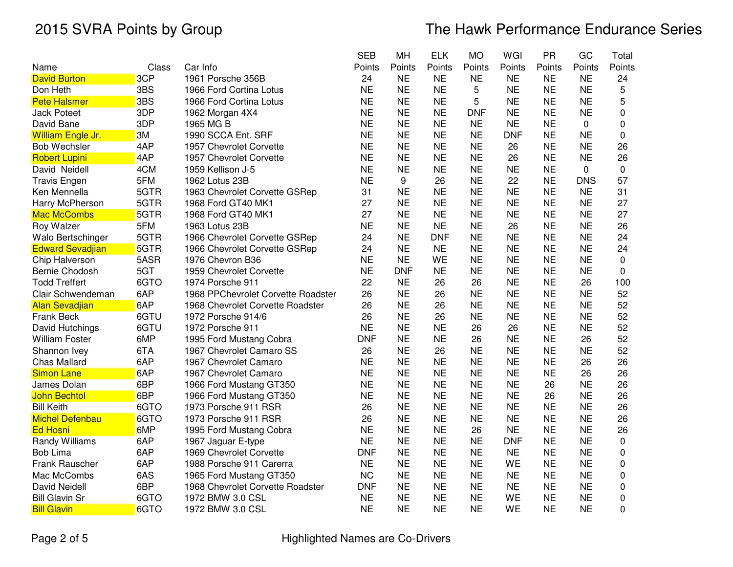# 2015 SVRA Points by Group

## The Hawk Performance Endurance Series

| Name | Class | Car Info | SEB Points | MH Points | ELK Points | MO Points | WGI Points | PR Points | GC Points | Total Points |
|---|---|---|---|---|---|---|---|---|---|---|
| David Burton | 3CP | 1961 Porsche 356B | 24 | NE | NE | NE | NE | NE | NE | 24 |
| Don Heth | 3BS | 1966 Ford Cortina Lotus | NE | NE | NE | 5 | NE | NE | NE | 5 |
| Pete Halsmer | 3BS | 1966 Ford Cortina Lotus | NE | NE | NE | 5 | NE | NE | NE | 5 |
| Jack Poteet | 3DP | 1962 Morgan 4X4 | NE | NE | NE | DNF | NE | NE | NE | 0 |
| David Bane | 3DP | 1965 MG B | NE | NE | NE | NE | NE | NE | 0 | 0 |
| William Engle Jr. | 3M | 1990 SCCA Ent. SRF | NE | NE | NE | NE | DNF | NE | NE | 0 |
| Bob Wechsler | 4AP | 1957 Chevrolet Corvette | NE | NE | NE | NE | 26 | NE | NE | 26 |
| Robert Lupini | 4AP | 1957 Chevrolet Corvette | NE | NE | NE | NE | 26 | NE | NE | 26 |
| David  Neidell | 4CM | 1959 Kellison J-5 | NE | NE | NE | NE | NE | NE | 0 | 0 |
| Travis Engen | 5FM | 1962 Lotus 23B | NE | 9 | 26 | NE | 22 | NE | DNS | 57 |
| Ken Mennella | 5GTR | 1963 Chevrolet Corvette GSRep | 31 | NE | NE | NE | NE | NE | NE | 31 |
| Harry McPherson | 5GTR | 1968 Ford GT40 MK1 | 27 | NE | NE | NE | NE | NE | NE | 27 |
| Mac McCombs | 5GTR | 1968 Ford GT40 MK1 | 27 | NE | NE | NE | NE | NE | NE | 27 |
| Roy Walzer | 5FM | 1963 Lotus 23B | NE | NE | NE | NE | 26 | NE | NE | 26 |
| Walo Bertschinger | 5GTR | 1966 Chevrolet Corvette GSRep | 24 | NE | DNF | NE | NE | NE | NE | 24 |
| Edward Sevadjian | 5GTR | 1966 Chevrolet Corvette GSRep | 24 | NE | NE | NE | NE | NE | NE | 24 |
| Chip Halverson | 5ASR | 1976 Chevron B36 | NE | NE | WE | NE | NE | NE | NE | 0 |
| Bernie Chodosh | 5GT | 1959 Chevrolet Corvette | NE | DNF | NE | NE | NE | NE | NE | 0 |
| Todd Treffert | 6GTO | 1974 Porsche 911 | 22 | NE | 26 | 26 | NE | NE | 26 | 100 |
| Clair Schwendeman | 6AP | 1968 PPChevrolet Corvette Roadster | 26 | NE | 26 | NE | NE | NE | NE | 52 |
| Alan Sevadjian | 6AP | 1968 Chevrolet Corvette Roadster | 26 | NE | 26 | NE | NE | NE | NE | 52 |
| Frank Beck | 6GTU | 1972 Porsche 914/6 | 26 | NE | 26 | NE | NE | NE | NE | 52 |
| David Hutchings | 6GTU | 1972 Porsche 911 | NE | NE | NE | 26 | 26 | NE | NE | 52 |
| William Foster | 6MP | 1995 Ford Mustang Cobra | DNF | NE | NE | 26 | NE | NE | 26 | 52 |
| Shannon Ivey | 6TA | 1967 Chevrolet Camaro SS | 26 | NE | 26 | NE | NE | NE | NE | 52 |
| Chas Mallard | 6AP | 1967 Chevrolet Camaro | NE | NE | NE | NE | NE | NE | 26 | 26 |
| Simon Lane | 6AP | 1967 Chevrolet Camaro | NE | NE | NE | NE | NE | NE | 26 | 26 |
| James Dolan | 6BP | 1966 Ford Mustang GT350 | NE | NE | NE | NE | NE | 26 | NE | 26 |
| John Bechtol | 6BP | 1966 Ford Mustang GT350 | NE | NE | NE | NE | NE | 26 | NE | 26 |
| Bill Keith | 6GTO | 1973 Porsche 911 RSR | 26 | NE | NE | NE | NE | NE | NE | 26 |
| Michel Defenbau | 6GTO | 1973 Porsche 911 RSR | 26 | NE | NE | NE | NE | NE | NE | 26 |
| Ed Hosni | 6MP | 1995 Ford Mustang Cobra | NE | NE | NE | 26 | NE | NE | NE | 26 |
| Randy Williams | 6AP | 1967 Jaguar E-type | NE | NE | NE | NE | DNF | NE | NE | 0 |
| Bob Lima | 6AP | 1969 Chevrolet Corvette | DNF | NE | NE | NE | NE | NE | NE | 0 |
| Frank Rauscher | 6AP | 1988 Porsche 911 Carerra | NE | NE | NE | NE | WE | NE | NE | 0 |
| Mac McCombs | 6AS | 1965 Ford Mustang GT350 | NC | NE | NE | NE | NE | NE | NE | 0 |
| David Neidell | 6BP | 1968 Chevrolet Corvette Roadster | DNF | NE | NE | NE | NE | NE | NE | 0 |
| Bill Glavin Sr | 6GTO | 1972 BMW 3.0 CSL | NE | NE | NE | NE | WE | NE | NE | 0 |
| Bill Glavin | 6GTO | 1972 BMW 3.0 CSL | NE | NE | NE | NE | WE | NE | NE | 0 |

Highlighted Names are Co-Drivers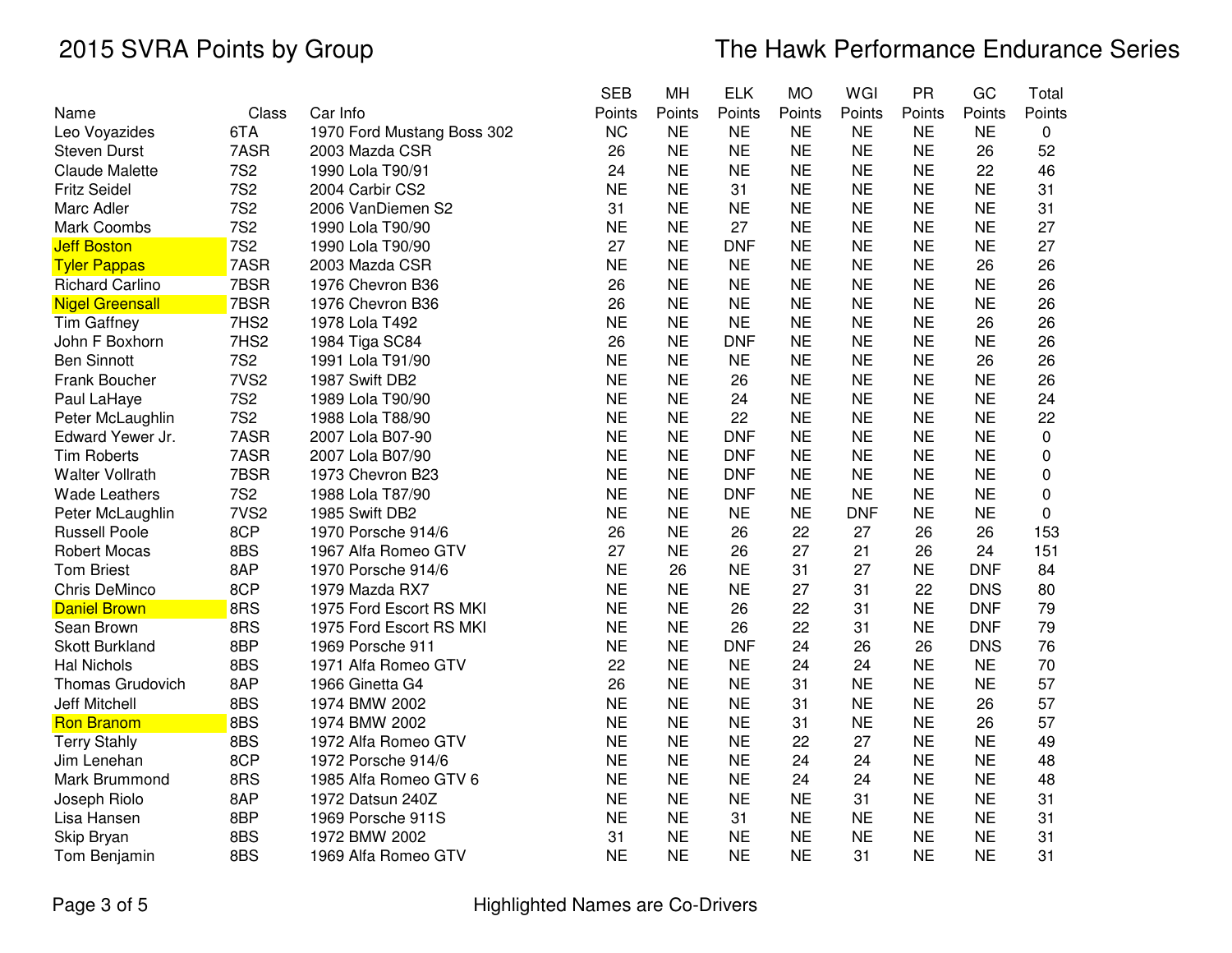# 2015 SVRA Points by Group

## The Hawk Performance Endurance Series

| Name | Class | Car Info | SEB Points | MH Points | ELK Points | MO Points | WGI Points | PR Points | GC Points | Total Points |
|---|---|---|---|---|---|---|---|---|---|---|
| Leo Voyazides | 6TA | 1970 Ford Mustang Boss 302 | NC | NE | NE | NE | NE | NE | NE | 0 |
| Steven Durst | 7ASR | 2003 Mazda CSR | 26 | NE | NE | NE | NE | NE | 26 | 52 |
| Claude Malette | 7S2 | 1990 Lola T90/91 | 24 | NE | NE | NE | NE | NE | 22 | 46 |
| Fritz Seidel | 7S2 | 2004 Carbir CS2 | NE | NE | 31 | NE | NE | NE | NE | 31 |
| Marc Adler | 7S2 | 2006 VanDiemen S2 | 31 | NE | NE | NE | NE | NE | NE | 31 |
| Mark Coombs | 7S2 | 1990 Lola T90/90 | NE | NE | 27 | NE | NE | NE | NE | 27 |
| Jeff Boston | 7S2 | 1990 Lola T90/90 | 27 | NE | DNF | NE | NE | NE | NE | 27 |
| Tyler Pappas | 7ASR | 2003 Mazda CSR | NE | NE | NE | NE | NE | NE | 26 | 26 |
| Richard Carlino | 7BSR | 1976 Chevron B36 | 26 | NE | NE | NE | NE | NE | NE | 26 |
| Nigel Greensall | 7BSR | 1976 Chevron B36 | 26 | NE | NE | NE | NE | NE | NE | 26 |
| Tim Gaffney | 7HS2 | 1978 Lola T492 | NE | NE | NE | NE | NE | NE | 26 | 26 |
| John F Boxhorn | 7HS2 | 1984 Tiga SC84 | 26 | NE | DNF | NE | NE | NE | NE | 26 |
| Ben Sinnott | 7S2 | 1991 Lola T91/90 | NE | NE | NE | NE | NE | NE | 26 | 26 |
| Frank Boucher | 7VS2 | 1987 Swift DB2 | NE | NE | 26 | NE | NE | NE | NE | 26 |
| Paul LaHaye | 7S2 | 1989 Lola T90/90 | NE | NE | 24 | NE | NE | NE | NE | 24 |
| Peter McLaughlin | 7S2 | 1988 Lola T88/90 | NE | NE | 22 | NE | NE | NE | NE | 22 |
| Edward Yewer Jr. | 7ASR | 2007 Lola B07-90 | NE | NE | DNF | NE | NE | NE | NE | 0 |
| Tim Roberts | 7ASR | 2007 Lola B07/90 | NE | NE | DNF | NE | NE | NE | NE | 0 |
| Walter Vollrath | 7BSR | 1973 Chevron B23 | NE | NE | DNF | NE | NE | NE | NE | 0 |
| Wade Leathers | 7S2 | 1988 Lola T87/90 | NE | NE | DNF | NE | NE | NE | NE | 0 |
| Peter McLaughlin | 7VS2 | 1985 Swift DB2 | NE | NE | NE | NE | DNF | NE | NE | 0 |
| Russell Poole | 8CP | 1970 Porsche 914/6 | 26 | NE | 26 | 22 | 27 | 26 | 26 | 153 |
| Robert Mocas | 8BS | 1967 Alfa Romeo GTV | 27 | NE | 26 | 27 | 21 | 26 | 24 | 151 |
| Tom Briest | 8AP | 1970 Porsche 914/6 | NE | 26 | NE | 31 | 27 | NE | DNF | 84 |
| Chris DeMinco | 8CP | 1979 Mazda RX7 | NE | NE | NE | 27 | 31 | 22 | DNS | 80 |
| Daniel Brown | 8RS | 1975 Ford Escort RS MKI | NE | NE | 26 | 22 | 31 | NE | DNF | 79 |
| Sean Brown | 8RS | 1975 Ford Escort RS MKI | NE | NE | 26 | 22 | 31 | NE | DNF | 79 |
| Skott Burkland | 8BP | 1969 Porsche 911 | NE | NE | DNF | 24 | 26 | 26 | DNS | 76 |
| Hal Nichols | 8BS | 1971 Alfa Romeo GTV | 22 | NE | NE | 24 | 24 | NE | NE | 70 |
| Thomas Grudovich | 8AP | 1966 Ginetta G4 | 26 | NE | NE | 31 | NE | NE | NE | 57 |
| Jeff Mitchell | 8BS | 1974 BMW 2002 | NE | NE | NE | 31 | NE | NE | 26 | 57 |
| Ron Branom | 8BS | 1974 BMW 2002 | NE | NE | NE | 31 | NE | NE | 26 | 57 |
| Terry Stahly | 8BS | 1972 Alfa Romeo GTV | NE | NE | NE | 22 | 27 | NE | NE | 49 |
| Jim Lenehan | 8CP | 1972 Porsche 914/6 | NE | NE | NE | 24 | 24 | NE | NE | 48 |
| Mark Brummond | 8RS | 1985 Alfa Romeo GTV 6 | NE | NE | NE | 24 | 24 | NE | NE | 48 |
| Joseph Riolo | 8AP | 1972 Datsun 240Z | NE | NE | NE | NE | 31 | NE | NE | 31 |
| Lisa Hansen | 8BP | 1969 Porsche 911S | NE | NE | 31 | NE | NE | NE | NE | 31 |
| Skip Bryan | 8BS | 1972 BMW 2002 | 31 | NE | NE | NE | NE | NE | NE | 31 |
| Tom Benjamin | 8BS | 1969 Alfa Romeo GTV | NE | NE | NE | NE | 31 | NE | NE | 31 |

Highlighted Names are Co-Drivers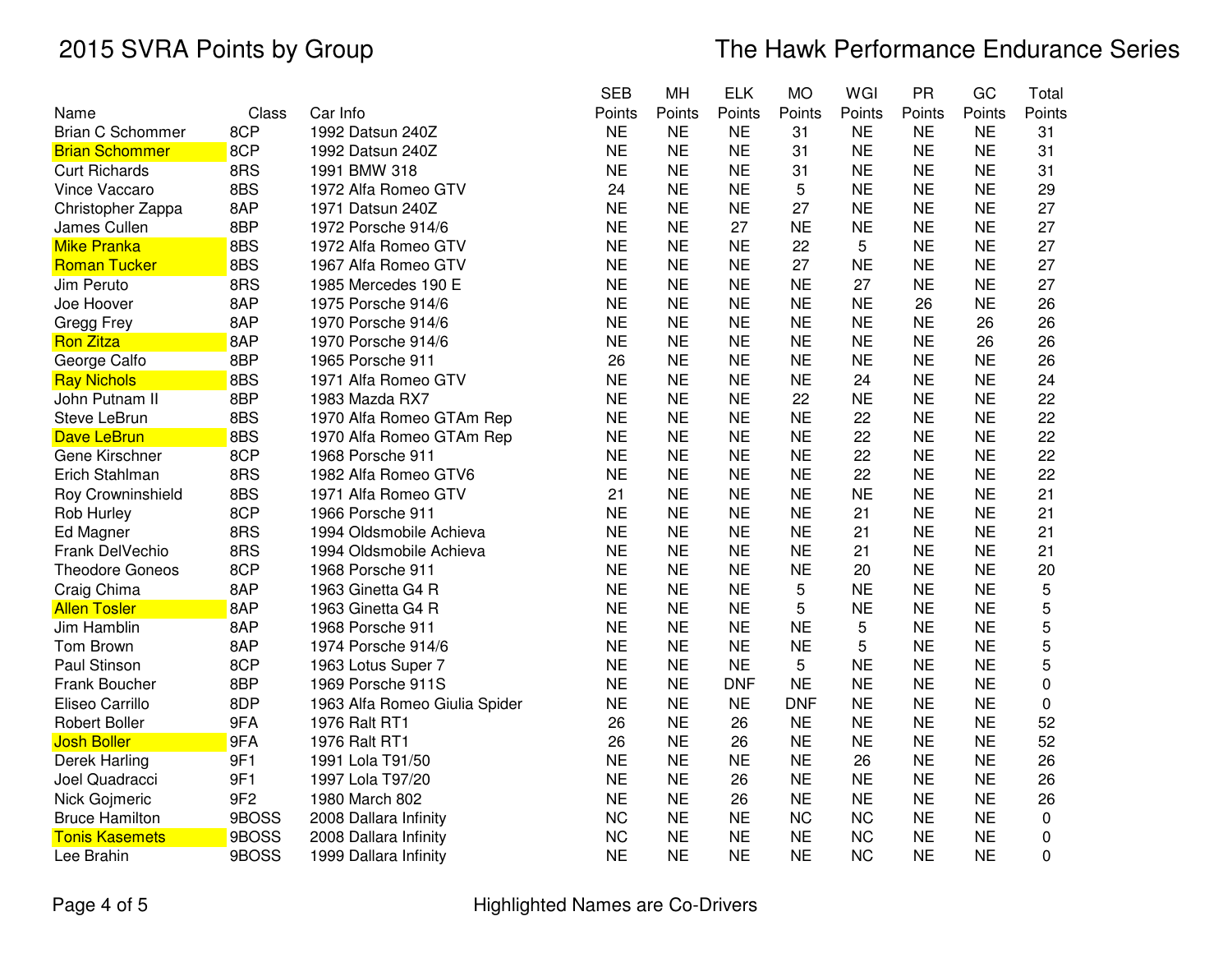# 2015 SVRA Points by Group

## The Hawk Performance Endurance Series

| Name | Class | Car Info | SEB Points | MH Points | ELK Points | MO Points | WGI Points | PR Points | GC Points | Total Points |
|---|---|---|---|---|---|---|---|---|---|---|
| Brian C Schommer | 8CP | 1992 Datsun 240Z | NE | NE | NE | 31 | NE | NE | NE | 31 |
| Brian Schommer | 8CP | 1992 Datsun 240Z | NE | NE | NE | 31 | NE | NE | NE | 31 |
| Curt Richards | 8RS | 1991 BMW 318 | NE | NE | NE | 31 | NE | NE | NE | 31 |
| Vince Vaccaro | 8BS | 1972 Alfa Romeo GTV | 24 | NE | NE | 5 | NE | NE | NE | 29 |
| Christopher Zappa | 8AP | 1971 Datsun 240Z | NE | NE | NE | 27 | NE | NE | NE | 27 |
| James Cullen | 8BP | 1972 Porsche 914/6 | NE | NE | 27 | NE | NE | NE | NE | 27 |
| Mike Pranka | 8BS | 1972 Alfa Romeo GTV | NE | NE | NE | 22 | 5 | NE | NE | 27 |
| Roman Tucker | 8BS | 1967 Alfa Romeo GTV | NE | NE | NE | 27 | NE | NE | NE | 27 |
| Jim Peruto | 8RS | 1985 Mercedes 190 E | NE | NE | NE | NE | 27 | NE | NE | 27 |
| Joe Hoover | 8AP | 1975 Porsche 914/6 | NE | NE | NE | NE | NE | 26 | NE | 26 |
| Gregg Frey | 8AP | 1970 Porsche 914/6 | NE | NE | NE | NE | NE | NE | 26 | 26 |
| Ron Zitza | 8AP | 1970 Porsche 914/6 | NE | NE | NE | NE | NE | NE | 26 | 26 |
| George Calfo | 8BP | 1965 Porsche 911 | 26 | NE | NE | NE | NE | NE | NE | 26 |
| Ray Nichols | 8BS | 1971 Alfa Romeo GTV | NE | NE | NE | NE | 24 | NE | NE | 24 |
| John Putnam II | 8BP | 1983 Mazda RX7 | NE | NE | NE | 22 | NE | NE | NE | 22 |
| Steve LeBrun | 8BS | 1970 Alfa Romeo GTAm Rep | NE | NE | NE | NE | 22 | NE | NE | 22 |
| Dave LeBrun | 8BS | 1970 Alfa Romeo GTAm Rep | NE | NE | NE | NE | 22 | NE | NE | 22 |
| Gene Kirschner | 8CP | 1968 Porsche 911 | NE | NE | NE | NE | 22 | NE | NE | 22 |
| Erich Stahlman | 8RS | 1982 Alfa Romeo GTV6 | NE | NE | NE | NE | 22 | NE | NE | 22 |
| Roy Crowninshield | 8BS | 1971 Alfa Romeo GTV | 21 | NE | NE | NE | NE | NE | NE | 21 |
| Rob Hurley | 8CP | 1966 Porsche 911 | NE | NE | NE | NE | 21 | NE | NE | 21 |
| Ed Magner | 8RS | 1994 Oldsmobile Achieva | NE | NE | NE | NE | 21 | NE | NE | 21 |
| Frank DelVechio | 8RS | 1994 Oldsmobile Achieva | NE | NE | NE | NE | 21 | NE | NE | 21 |
| Theodore Goneos | 8CP | 1968 Porsche 911 | NE | NE | NE | NE | 20 | NE | NE | 20 |
| Craig Chima | 8AP | 1963 Ginetta G4 R | NE | NE | NE | 5 | NE | NE | NE | 5 |
| Allen Tosler | 8AP | 1963 Ginetta G4 R | NE | NE | NE | 5 | NE | NE | NE | 5 |
| Jim Hamblin | 8AP | 1968 Porsche 911 | NE | NE | NE | NE | 5 | NE | NE | 5 |
| Tom Brown | 8AP | 1974 Porsche 914/6 | NE | NE | NE | NE | 5 | NE | NE | 5 |
| Paul Stinson | 8CP | 1963 Lotus Super 7 | NE | NE | NE | 5 | NE | NE | NE | 5 |
| Frank Boucher | 8BP | 1969 Porsche 911S | NE | NE | DNF | NE | NE | NE | NE | 0 |
| Eliseo Carrillo | 8DP | 1963 Alfa Romeo Giulia Spider | NE | NE | NE | DNF | NE | NE | NE | 0 |
| Robert Boller | 9FA | 1976 Ralt RT1 | 26 | NE | 26 | NE | NE | NE | NE | 52 |
| Josh Boller | 9FA | 1976 Ralt RT1 | 26 | NE | 26 | NE | NE | NE | NE | 52 |
| Derek Harling | 9F1 | 1991 Lola T91/50 | NE | NE | NE | NE | 26 | NE | NE | 26 |
| Joel Quadracci | 9F1 | 1997 Lola T97/20 | NE | NE | 26 | NE | NE | NE | NE | 26 |
| Nick Gojmeric | 9F2 | 1980 March 802 | NE | NE | 26 | NE | NE | NE | NE | 26 |
| Bruce Hamilton | 9BOSS | 2008 Dallara Infinity | NC | NE | NE | NC | NC | NE | NE | 0 |
| Tonis Kasemets | 9BOSS | 2008 Dallara Infinity | NC | NE | NE | NE | NC | NE | NE | 0 |
| Lee Brahin | 9BOSS | 1999 Dallara Infinity | NE | NE | NE | NE | NC | NE | NE | 0 |

Highlighted Names are Co-Drivers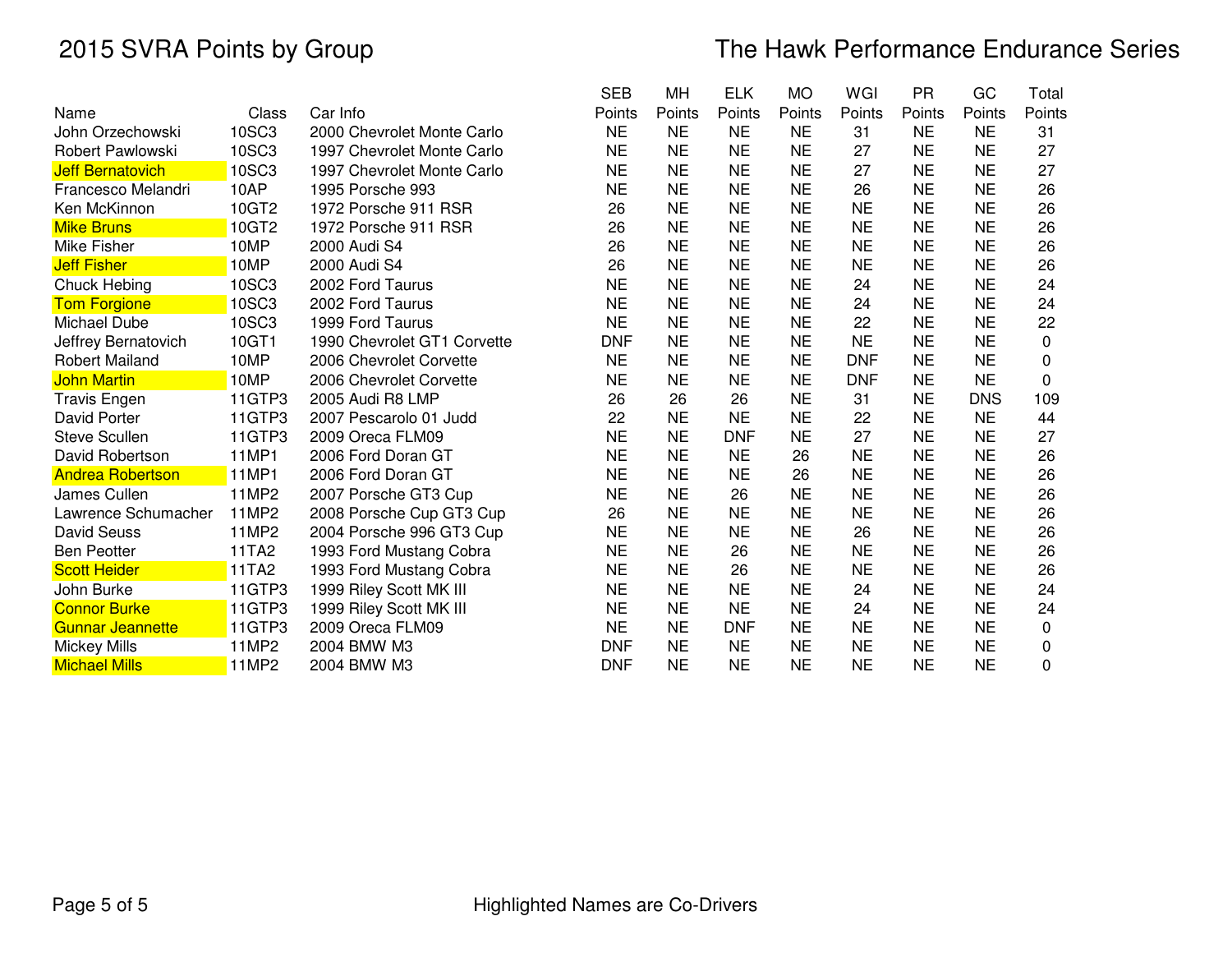# 2015 SVRA Points by Group

# The Hawk Performance Endurance Series

| Name | Class | Car Info | SEB Points | MH Points | ELK Points | MO Points | WGI Points | PR Points | GC Points | Total Points |
|---|---|---|---|---|---|---|---|---|---|---|
| John Orzechowski | 10SC3 | 2000 Chevrolet Monte Carlo | NE | NE | NE | NE | 31 | NE | NE | 31 |
| Robert Pawlowski | 10SC3 | 1997 Chevrolet Monte Carlo | NE | NE | NE | NE | 27 | NE | NE | 27 |
| Jeff Bernatovich | 10SC3 | 1997 Chevrolet Monte Carlo | NE | NE | NE | NE | 27 | NE | NE | 27 |
| Francesco Melandri | 10AP | 1995 Porsche 993 | NE | NE | NE | NE | 26 | NE | NE | 26 |
| Ken McKinnon | 10GT2 | 1972 Porsche 911 RSR | 26 | NE | NE | NE | NE | NE | NE | 26 |
| Mike Bruns | 10GT2 | 1972 Porsche 911 RSR | 26 | NE | NE | NE | NE | NE | NE | 26 |
| Mike Fisher | 10MP | 2000 Audi S4 | 26 | NE | NE | NE | NE | NE | NE | 26 |
| Jeff Fisher | 10MP | 2000 Audi S4 | 26 | NE | NE | NE | NE | NE | NE | 26 |
| Chuck Hebing | 10SC3 | 2002 Ford Taurus | NE | NE | NE | NE | 24 | NE | NE | 24 |
| Tom Forgione | 10SC3 | 2002 Ford Taurus | NE | NE | NE | NE | 24 | NE | NE | 24 |
| Michael Dube | 10SC3 | 1999 Ford Taurus | NE | NE | NE | NE | 22 | NE | NE | 22 |
| Jeffrey Bernatovich | 10GT1 | 1990 Chevrolet GT1 Corvette | DNF | NE | NE | NE | NE | NE | NE | 0 |
| Robert Mailand | 10MP | 2006 Chevrolet Corvette | NE | NE | NE | NE | DNF | NE | NE | 0 |
| John Martin | 10MP | 2006 Chevrolet Corvette | NE | NE | NE | NE | DNF | NE | NE | 0 |
| Travis Engen | 11GTP3 | 2005 Audi R8 LMP | 26 | 26 | 26 | NE | 31 | NE | DNS | 109 |
| David Porter | 11GTP3 | 2007 Pescarolo 01 Judd | 22 | NE | NE | NE | 22 | NE | NE | 44 |
| Steve Scullen | 11GTP3 | 2009 Oreca FLM09 | NE | NE | DNF | NE | 27 | NE | NE | 27 |
| David Robertson | 11MP1 | 2006 Ford Doran GT | NE | NE | NE | 26 | NE | NE | NE | 26 |
| Andrea Robertson | 11MP1 | 2006 Ford Doran GT | NE | NE | NE | 26 | NE | NE | NE | 26 |
| James Cullen | 11MP2 | 2007 Porsche GT3 Cup | NE | NE | 26 | NE | NE | NE | NE | 26 |
| Lawrence Schumacher | 11MP2 | 2008 Porsche Cup GT3 Cup | 26 | NE | NE | NE | NE | NE | NE | 26 |
| David Seuss | 11MP2 | 2004 Porsche 996 GT3 Cup | NE | NE | NE | NE | 26 | NE | NE | 26 |
| Ben Peotter | 11TA2 | 1993 Ford Mustang Cobra | NE | NE | 26 | NE | NE | NE | NE | 26 |
| Scott Heider | 11TA2 | 1993 Ford Mustang Cobra | NE | NE | 26 | NE | NE | NE | NE | 26 |
| John Burke | 11GTP3 | 1999 Riley Scott MK III | NE | NE | NE | NE | 24 | NE | NE | 24 |
| Connor Burke | 11GTP3 | 1999 Riley Scott MK III | NE | NE | NE | NE | 24 | NE | NE | 24 |
| Gunnar Jeannette | 11GTP3 | 2009 Oreca FLM09 | NE | NE | DNF | NE | NE | NE | NE | 0 |
| Mickey Mills | 11MP2 | 2004 BMW M3 | DNF | NE | NE | NE | NE | NE | NE | 0 |
| Michael Mills | 11MP2 | 2004 BMW M3 | DNF | NE | NE | NE | NE | NE | NE | 0 |

Highlighted Names are Co-Drivers